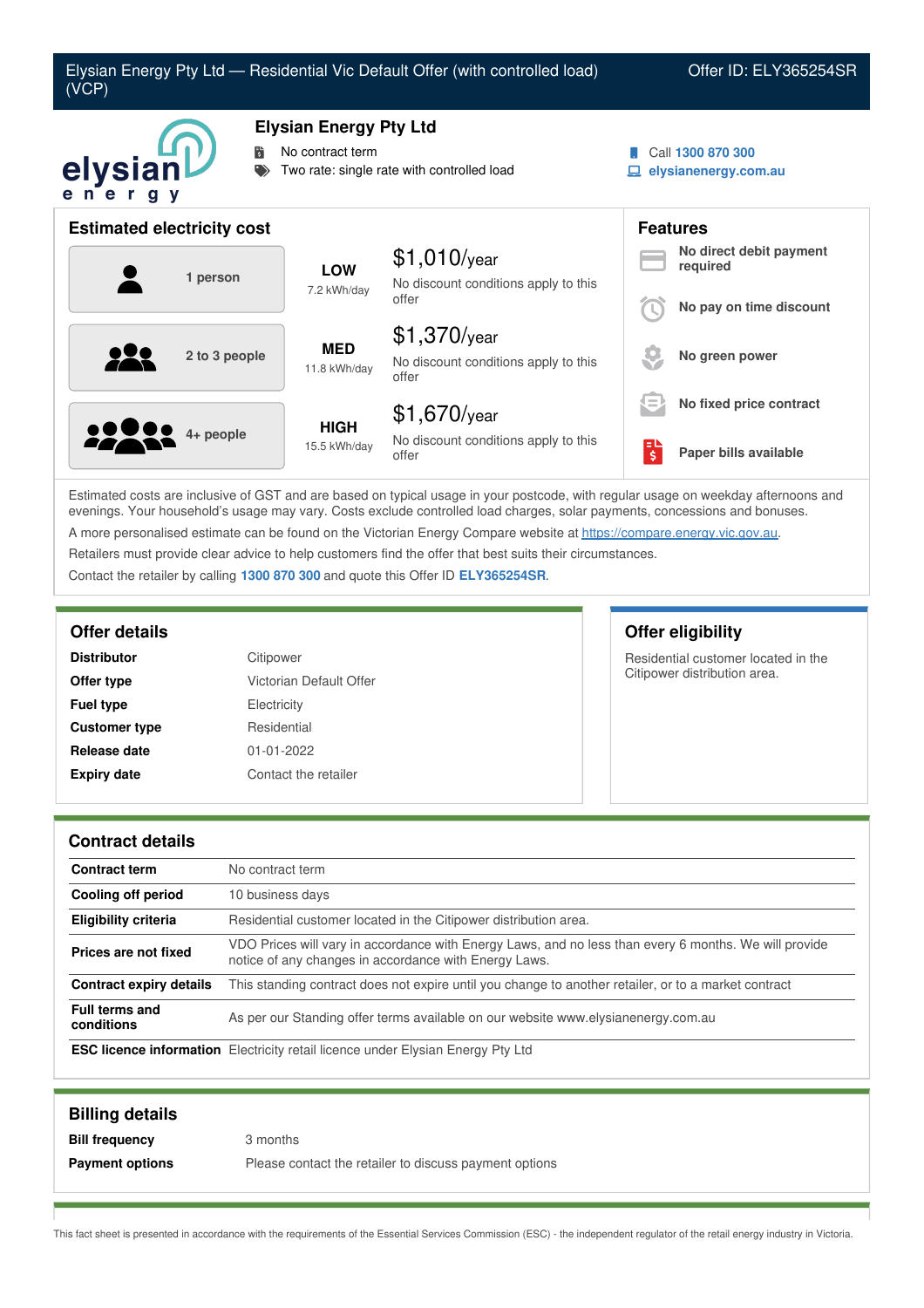# Elysian Energy Pty Ltd — Residential Vic Default Offer (with controlled load) (VCP)

Offer ID: ELY365254SR

## Elysian Energy Pty Ltd

- No contract term
- Two rate: single rate with controlled load

Call **1300 870 300**
**elysianenergy.com.au**

## Estimated electricity cost

| | | | |
|---|---|---|---|
| 1 person | **LOW** 7.2 kWh/day | $1,010/year | No discount conditions apply to this offer |
| 2 to 3 people | **MED** 11.8 kWh/day | $1,370/year | No discount conditions apply to this offer |
| 4+ people | **HIGH** 15.5 kWh/day | $1,670/year | No discount conditions apply to this offer |

## Features

- **No direct debit payment required**
- **No pay on time discount**
- **No green power**
- **No fixed price contract**
- **Paper bills available**

Estimated costs are inclusive of GST and are based on typical usage in your postcode, with regular usage on weekday afternoons and evenings. Your household's usage may vary. Costs exclude controlled load charges, solar payments, concessions and bonuses.

A more personalised estimate can be found on the Victorian Energy Compare website at https://compare.energy.vic.gov.au.

Retailers must provide clear advice to help customers find the offer that best suits their circumstances.

Contact the retailer by calling **1300 870 300** and quote this Offer ID **ELY365254SR**.

## Offer details

| | |
|---|---|
| **Distributor** | Citipower |
| **Offer type** | Victorian Default Offer |
| **Fuel type** | Electricity |
| **Customer type** | Residential |
| **Release date** | 01-01-2022 |
| **Expiry date** | Contact the retailer |

## Offer eligibility

Residential customer located in the Citipower distribution area.

## Contract details

| | |
|---|---|
| **Contract term** | No contract term |
| **Cooling off period** | 10 business days |
| **Eligibility criteria** | Residential customer located in the Citipower distribution area. |
| **Prices are not fixed** | VDO Prices will vary in accordance with Energy Laws, and no less than every 6 months. We will provide notice of any changes in accordance with Energy Laws. |
| **Contract expiry details** | This standing contract does not expire until you change to another retailer, or to a market contract |
| **Full terms and conditions** | As per our Standing offer terms available on our website www.elysianenergy.com.au |
| **ESC licence information** | Electricity retail licence under Elysian Energy Pty Ltd |

## Billing details

| | |
|---|---|
| **Bill frequency** | 3 months |
| **Payment options** | Please contact the retailer to discuss payment options |

This fact sheet is presented in accordance with the requirements of the Essential Services Commission (ESC) - the independent regulator of the retail energy industry in Victoria.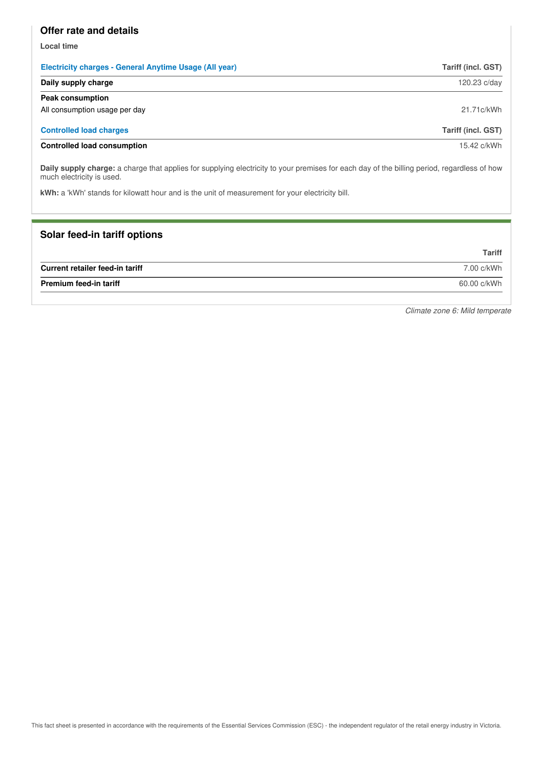## Offer rate and details

**Local time**

| Electricity charges - General Anytime Usage (All year) | Tariff (incl. GST) |
|---|---|
| **Daily supply charge** | 120.23 c/day |
| **Peak consumption** | |
| All consumption usage per day | 21.71c/kWh |

| Controlled load charges | Tariff (incl. GST) |
|---|---|
| **Controlled load consumption** | 15.42 c/kWh |

**Daily supply charge:** a charge that applies for supplying electricity to your premises for each day of the billing period, regardless of how much electricity is used.

**kWh:** a 'kWh' stands for kilowatt hour and is the unit of measurement for your electricity bill.

## Solar feed-in tariff options

| | Tariff |
|---|---|
| **Current retailer feed-in tariff** | 7.00 c/kWh |
| **Premium feed-in tariff** | 60.00 c/kWh |

*Climate zone 6: Mild temperate*

This fact sheet is presented in accordance with the requirements of the Essential Services Commission (ESC) - the independent regulator of the retail energy industry in Victoria.